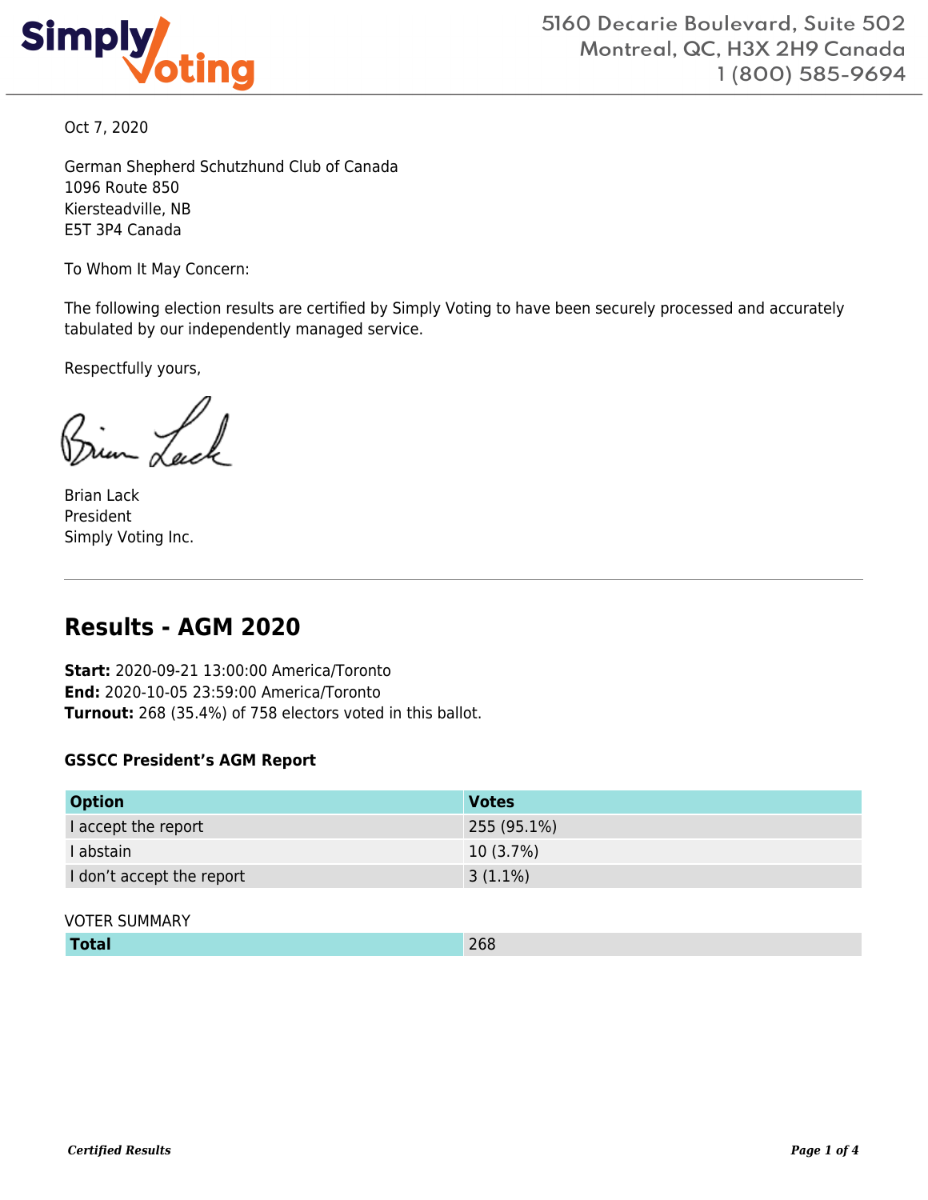5160 Decarie Boulevard, Suite 502
Montreal, QC, H3X 2H9 Canada
1 (800) 585-9694

Oct 7, 2020

German Shepherd Schutzhund Club of Canada
1096 Route 850
Kiersteadville, NB
E5T 3P4 Canada

To Whom It May Concern:

The following election results are certified by Simply Voting to have been securely processed and accurately tabulated by our independently managed service.

Respectfully yours,

Brian Lack
President
Simply Voting Inc.

---

## Results - AGM 2020

**Start:** 2020-09-21 13:00:00 America/Toronto
**End:** 2020-10-05 23:59:00 America/Toronto
**Turnout:** 268 (35.4%) of 758 electors voted in this ballot.

### GSSCC President's AGM Report

| Option | Votes |
|---|---|
| I accept the report | 255 (95.1%) |
| I abstain | 10 (3.7%) |
| I don't accept the report | 3 (1.1%) |

VOTER SUMMARY

| Total | 268 |
|---|---|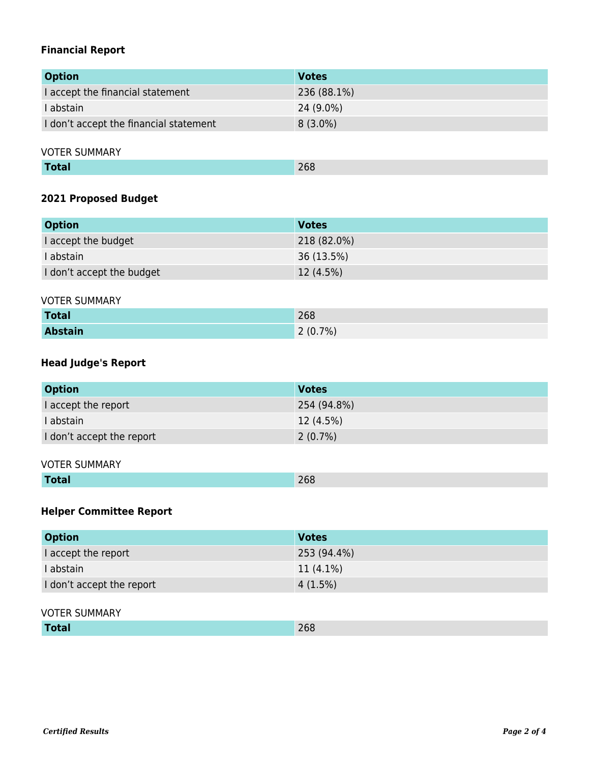### Financial Report

| Option | Votes |
| --- | --- |
| I accept the financial statement | 236 (88.1%) |
| I abstain | 24 (9.0%) |
| I don’t accept the financial statement | 8 (3.0%) |

VOTER SUMMARY

| Total | 268 |
| --- | --- |

### 2021 Proposed Budget

| Option | Votes |
| --- | --- |
| I accept the budget | 218 (82.0%) |
| I abstain | 36 (13.5%) |
| I don’t accept the budget | 12 (4.5%) |

VOTER SUMMARY

| Total | 268 |
| --- | --- |
| **Abstain** | 2 (0.7%) |

### Head Judge's Report

| Option | Votes |
| --- | --- |
| I accept the report | 254 (94.8%) |
| I abstain | 12 (4.5%) |
| I don’t accept the report | 2 (0.7%) |

VOTER SUMMARY

| Total | 268 |
| --- | --- |

### Helper Committee Report

| Option | Votes |
| --- | --- |
| I accept the report | 253 (94.4%) |
| I abstain | 11 (4.1%) |
| I don’t accept the report | 4 (1.5%) |

VOTER SUMMARY

| Total | 268 |
| --- | --- |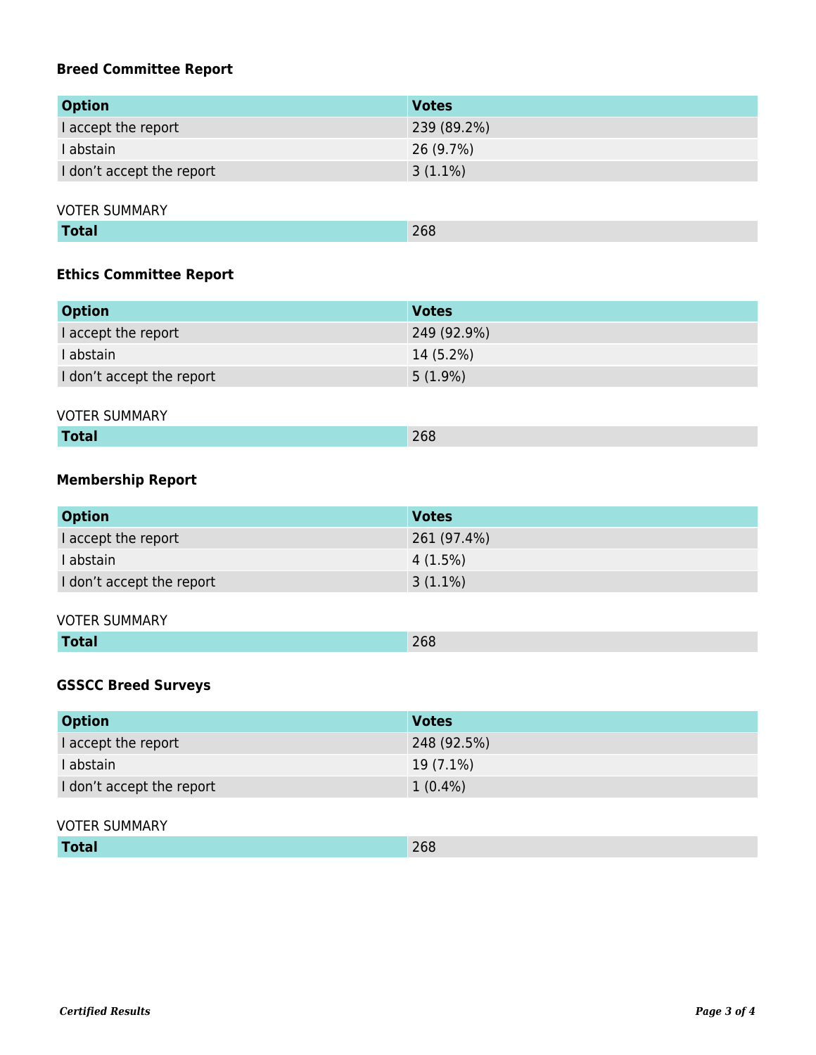### Breed Committee Report

| Option | Votes |
| --- | --- |
| I accept the report | 239 (89.2%) |
| I abstain | 26 (9.7%) |
| I don’t accept the report | 3 (1.1%) |

VOTER SUMMARY

| **Total** | 268 |
| --- | --- |

### Ethics Committee Report

| Option | Votes |
| --- | --- |
| I accept the report | 249 (92.9%) |
| I abstain | 14 (5.2%) |
| I don’t accept the report | 5 (1.9%) |

VOTER SUMMARY

| **Total** | 268 |
| --- | --- |

### Membership Report

| Option | Votes |
| --- | --- |
| I accept the report | 261 (97.4%) |
| I abstain | 4 (1.5%) |
| I don’t accept the report | 3 (1.1%) |

VOTER SUMMARY

| **Total** | 268 |
| --- | --- |

### GSSCC Breed Surveys

| Option | Votes |
| --- | --- |
| I accept the report | 248 (92.5%) |
| I abstain | 19 (7.1%) |
| I don’t accept the report | 1 (0.4%) |

VOTER SUMMARY

| **Total** | 268 |
| --- | --- |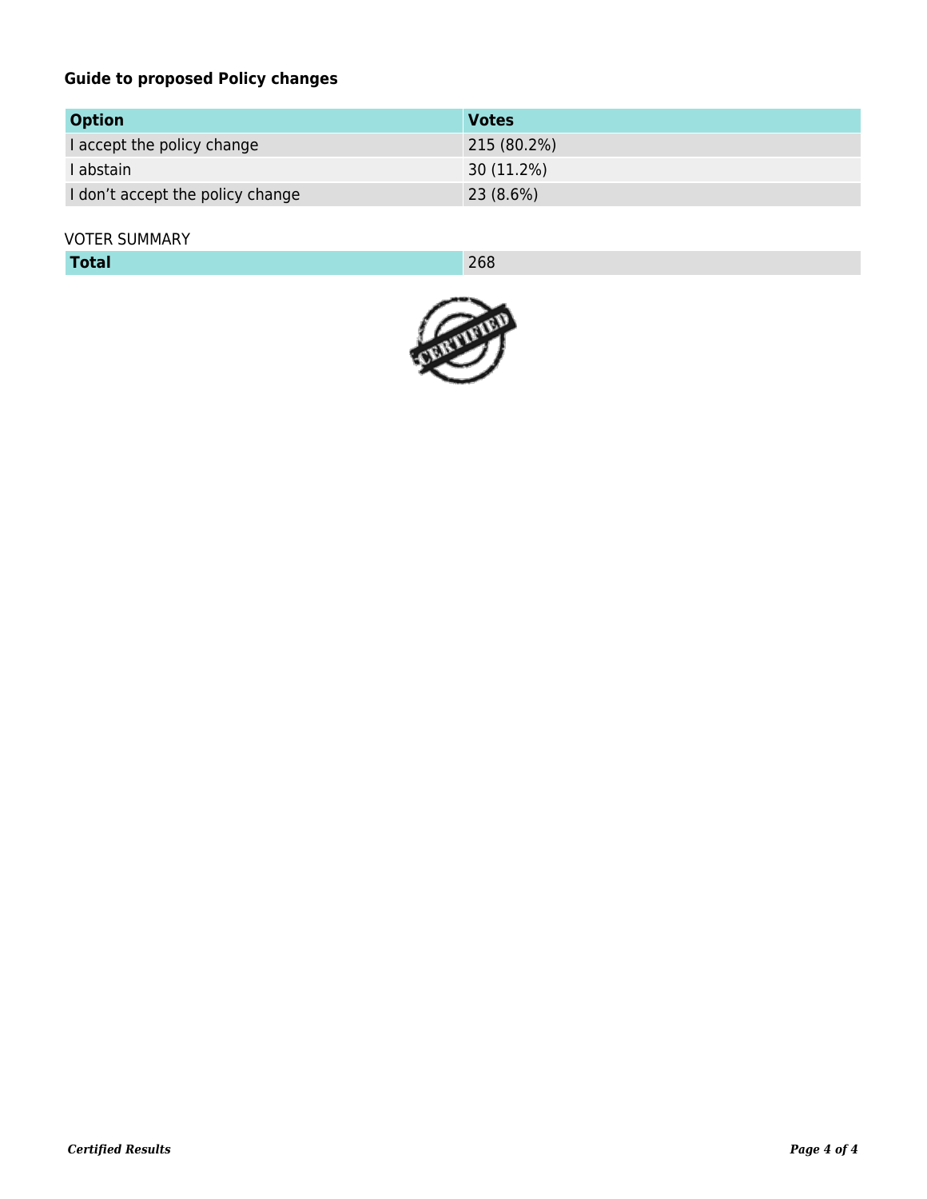**Guide to proposed Policy changes**

| Option | Votes |
|---|---|
| I accept the policy change | 215 (80.2%) |
| I abstain | 30 (11.2%) |
| I don’t accept the policy change | 23 (8.6%) |

VOTER SUMMARY

| | |
|---|---|
| **Total** | 268 |